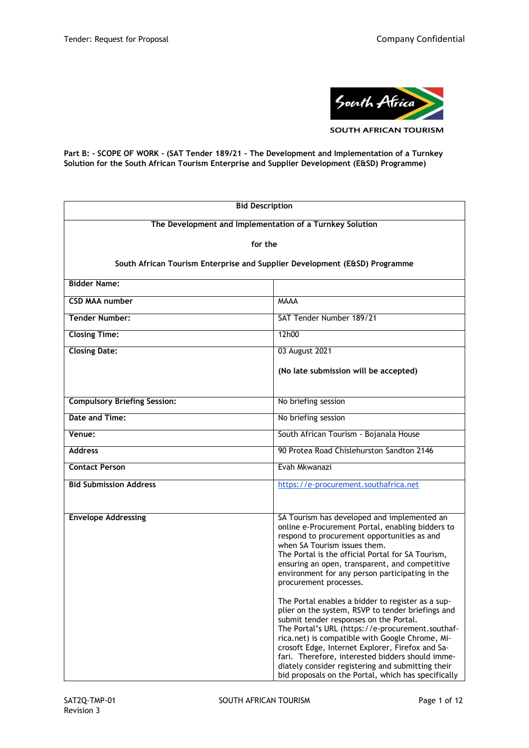SOUTH AFRICAN TOURISM

**Part B: - SCOPE OF WORK - (SAT Tender 189/21 - The Development and Implementation of a Turnkey Solution for the South African Tourism Enterprise and Supplier Development (E&SD) Programme)**

| **Bid Description** | |
|---|---|
| **The Development and Implementation of a Turnkey Solution for the South African Tourism Enterprise and Supplier Development (E&SD) Programme** | |
| **Bidder Name:** | |
| **CSD MAA number** | MAAA |
| **Tender Number:** | SAT Tender Number 189/21 |
| **Closing Time:** | 12h00 |
| **Closing Date:** | 03 August 2021<br><br>**(No late submission will be accepted)** |
| **Compulsory Briefing Session:** | No briefing session |
| **Date and Time:** | No briefing session |
| **Venue:** | South African Tourism - Bojanala House |
| **Address** | 90 Protea Road Chislehurston Sandton 2146 |
| **Contact Person** | Evah Mkwanazi |
| **Bid Submission Address** | https://e-procurement.southafrica.net |
| **Envelope Addressing** | SA Tourism has developed and implemented an online e-Procurement Portal, enabling bidders to respond to procurement opportunities as and when SA Tourism issues them.<br>The Portal is the official Portal for SA Tourism, ensuring an open, transparent, and competitive environment for any person participating in the procurement processes.<br><br>The Portal enables a bidder to register as a supplier on the system, RSVP to tender briefings and submit tender responses on the Portal.<br>The Portal's URL (https://e-procurement.southafrica.net) is compatible with Google Chrome, Microsoft Edge, Internet Explorer, Firefox and Safari. Therefore, interested bidders should immediately consider registering and submitting their bid proposals on the Portal, which has specifically |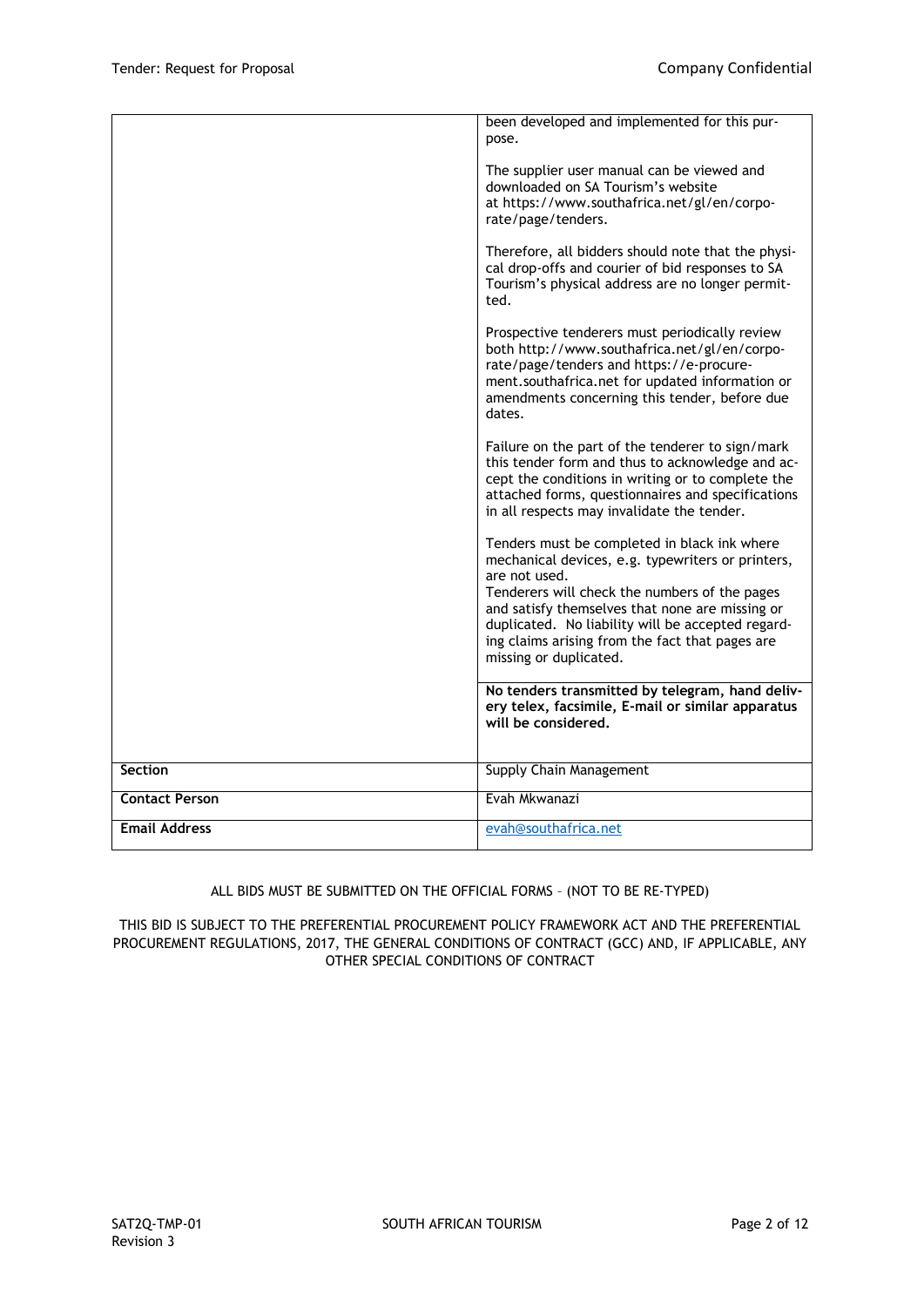| | |
|---|---|
| | been developed and implemented for this purpose.<br><br>The supplier user manual can be viewed and downloaded on SA Tourism's website at https://www.southafrica.net/gl/en/corporate/page/tenders.<br><br>Therefore, all bidders should note that the physical drop-offs and courier of bid responses to SA Tourism's physical address are no longer permitted.<br><br>Prospective tenderers must periodically review both http://www.southafrica.net/gl/en/corporate/page/tenders and https://e-procurement.southafrica.net for updated information or amendments concerning this tender, before due dates.<br><br>Failure on the part of the tenderer to sign/mark this tender form and thus to acknowledge and accept the conditions in writing or to complete the attached forms, questionnaires and specifications in all respects may invalidate the tender.<br><br>Tenders must be completed in black ink where mechanical devices, e.g. typewriters or printers, are not used.<br>Tenderers will check the numbers of the pages and satisfy themselves that none are missing or duplicated. No liability will be accepted regarding claims arising from the fact that pages are missing or duplicated. |
| | **No tenders transmitted by telegram, hand delivery telex, facsimile, E-mail or similar apparatus will be considered.** |
| **Section** | Supply Chain Management |
| **Contact Person** | Evah Mkwanazi |
| **Email Address** | evah@southafrica.net |

ALL BIDS MUST BE SUBMITTED ON THE OFFICIAL FORMS – (NOT TO BE RE-TYPED)

THIS BID IS SUBJECT TO THE PREFERENTIAL PROCUREMENT POLICY FRAMEWORK ACT AND THE PREFERENTIAL PROCUREMENT REGULATIONS, 2017, THE GENERAL CONDITIONS OF CONTRACT (GCC) AND, IF APPLICABLE, ANY OTHER SPECIAL CONDITIONS OF CONTRACT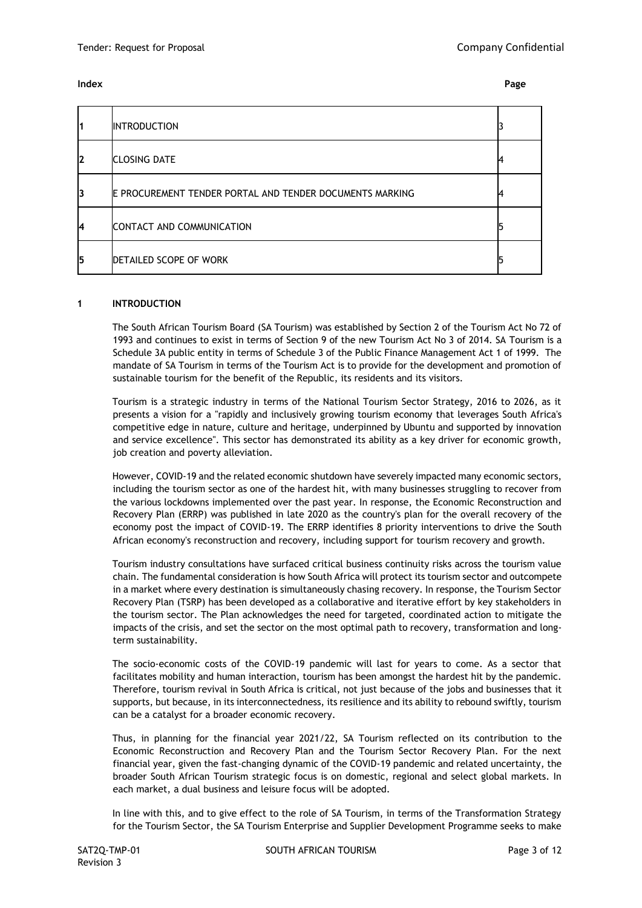**Index** **Page**

| | | |
|---|---|---|
| 1 | INTRODUCTION | 3 |
| 2 | CLOSING DATE | 4 |
| 3 | E PROCUREMENT TENDER PORTAL AND TENDER DOCUMENTS MARKING | 4 |
| 4 | CONTACT AND COMMUNICATION | 5 |
| 5 | DETAILED SCOPE OF WORK | 5 |

## 1 INTRODUCTION

The South African Tourism Board (SA Tourism) was established by Section 2 of the Tourism Act No 72 of 1993 and continues to exist in terms of Section 9 of the new Tourism Act No 3 of 2014. SA Tourism is a Schedule 3A public entity in terms of Schedule 3 of the Public Finance Management Act 1 of 1999. The mandate of SA Tourism in terms of the Tourism Act is to provide for the development and promotion of sustainable tourism for the benefit of the Republic, its residents and its visitors.

Tourism is a strategic industry in terms of the National Tourism Sector Strategy, 2016 to 2026, as it presents a vision for a "rapidly and inclusively growing tourism economy that leverages South Africa's competitive edge in nature, culture and heritage, underpinned by Ubuntu and supported by innovation and service excellence". This sector has demonstrated its ability as a key driver for economic growth, job creation and poverty alleviation.

However, COVID-19 and the related economic shutdown have severely impacted many economic sectors, including the tourism sector as one of the hardest hit, with many businesses struggling to recover from the various lockdowns implemented over the past year. In response, the Economic Reconstruction and Recovery Plan (ERRP) was published in late 2020 as the country's plan for the overall recovery of the economy post the impact of COVID-19. The ERRP identifies 8 priority interventions to drive the South African economy's reconstruction and recovery, including support for tourism recovery and growth.

Tourism industry consultations have surfaced critical business continuity risks across the tourism value chain. The fundamental consideration is how South Africa will protect its tourism sector and outcompete in a market where every destination is simultaneously chasing recovery. In response, the Tourism Sector Recovery Plan (TSRP) has been developed as a collaborative and iterative effort by key stakeholders in the tourism sector. The Plan acknowledges the need for targeted, coordinated action to mitigate the impacts of the crisis, and set the sector on the most optimal path to recovery, transformation and long-term sustainability.

The socio-economic costs of the COVID-19 pandemic will last for years to come. As a sector that facilitates mobility and human interaction, tourism has been amongst the hardest hit by the pandemic. Therefore, tourism revival in South Africa is critical, not just because of the jobs and businesses that it supports, but because, in its interconnectedness, its resilience and its ability to rebound swiftly, tourism can be a catalyst for a broader economic recovery.

Thus, in planning for the financial year 2021/22, SA Tourism reflected on its contribution to the Economic Reconstruction and Recovery Plan and the Tourism Sector Recovery Plan. For the next financial year, given the fast-changing dynamic of the COVID-19 pandemic and related uncertainty, the broader South African Tourism strategic focus is on domestic, regional and select global markets. In each market, a dual business and leisure focus will be adopted.

In line with this, and to give effect to the role of SA Tourism, in terms of the Transformation Strategy for the Tourism Sector, the SA Tourism Enterprise and Supplier Development Programme seeks to make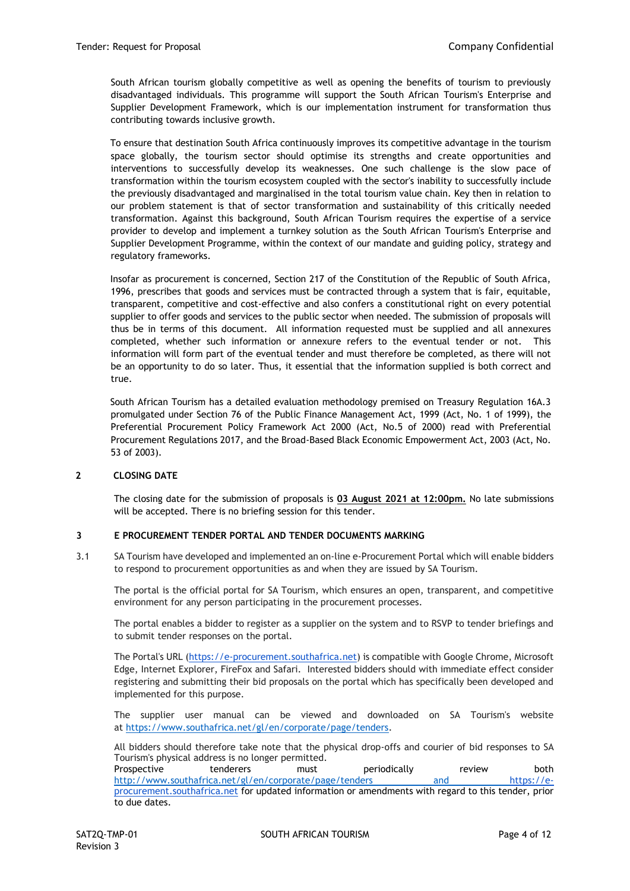South African tourism globally competitive as well as opening the benefits of tourism to previously disadvantaged individuals. This programme will support the South African Tourism's Enterprise and Supplier Development Framework, which is our implementation instrument for transformation thus contributing towards inclusive growth.

To ensure that destination South Africa continuously improves its competitive advantage in the tourism space globally, the tourism sector should optimise its strengths and create opportunities and interventions to successfully develop its weaknesses. One such challenge is the slow pace of transformation within the tourism ecosystem coupled with the sector's inability to successfully include the previously disadvantaged and marginalised in the total tourism value chain. Key then in relation to our problem statement is that of sector transformation and sustainability of this critically needed transformation. Against this background, South African Tourism requires the expertise of a service provider to develop and implement a turnkey solution as the South African Tourism's Enterprise and Supplier Development Programme, within the context of our mandate and guiding policy, strategy and regulatory frameworks.

Insofar as procurement is concerned, Section 217 of the Constitution of the Republic of South Africa, 1996, prescribes that goods and services must be contracted through a system that is fair, equitable, transparent, competitive and cost-effective and also confers a constitutional right on every potential supplier to offer goods and services to the public sector when needed. The submission of proposals will thus be in terms of this document. All information requested must be supplied and all annexures completed, whether such information or annexure refers to the eventual tender or not. This information will form part of the eventual tender and must therefore be completed, as there will not be an opportunity to do so later. Thus, it essential that the information supplied is both correct and true.

South African Tourism has a detailed evaluation methodology premised on Treasury Regulation 16A.3 promulgated under Section 76 of the Public Finance Management Act, 1999 (Act, No. 1 of 1999), the Preferential Procurement Policy Framework Act 2000 (Act, No.5 of 2000) read with Preferential Procurement Regulations 2017, and the Broad-Based Black Economic Empowerment Act, 2003 (Act, No. 53 of 2003).

## 2 CLOSING DATE

The closing date for the submission of proposals is **<u>03 August 2021 at 12:00pm.</u>** No late submissions will be accepted. There is no briefing session for this tender.

## 3 E PROCUREMENT TENDER PORTAL AND TENDER DOCUMENTS MARKING

3.1 SA Tourism have developed and implemented an on-line e-Procurement Portal which will enable bidders to respond to procurement opportunities as and when they are issued by SA Tourism.

The portal is the official portal for SA Tourism, which ensures an open, transparent, and competitive environment for any person participating in the procurement processes.

The portal enables a bidder to register as a supplier on the system and to RSVP to tender briefings and to submit tender responses on the portal.

The Portal's URL (https://e-procurement.southafrica.net) is compatible with Google Chrome, Microsoft Edge, Internet Explorer, FireFox and Safari. Interested bidders should with immediate effect consider registering and submitting their bid proposals on the portal which has specifically been developed and implemented for this purpose.

The supplier user manual can be viewed and downloaded on SA Tourism's website at https://www.southafrica.net/gl/en/corporate/page/tenders.

All bidders should therefore take note that the physical drop-offs and courier of bid responses to SA Tourism's physical address is no longer permitted.
Prospective tenderers must periodically review both http://www.southafrica.net/gl/en/corporate/page/tenders and https://e-procurement.southafrica.net for updated information or amendments with regard to this tender, prior to due dates.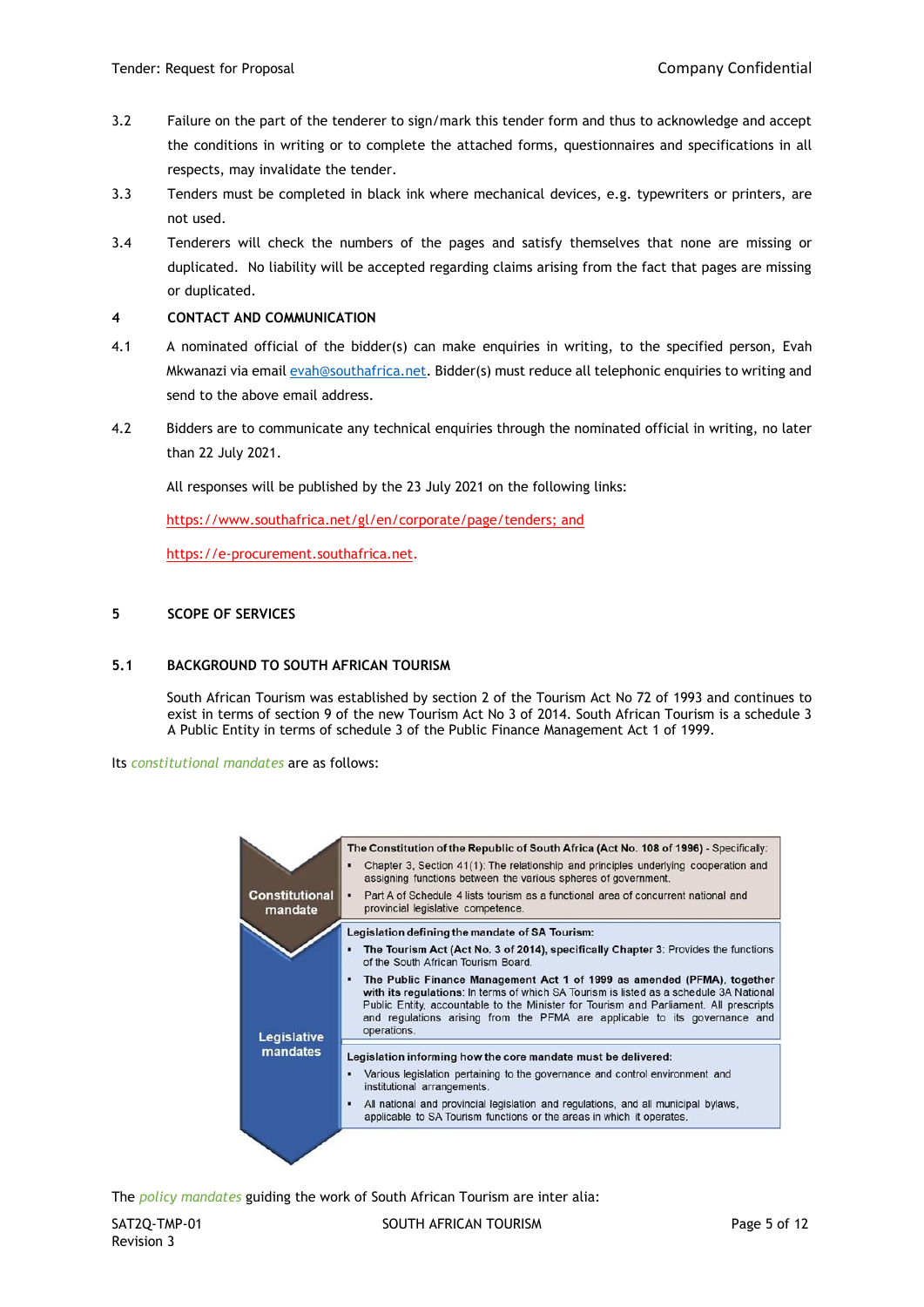3.2 Failure on the part of the tenderer to sign/mark this tender form and thus to acknowledge and accept the conditions in writing or to complete the attached forms, questionnaires and specifications in all respects, may invalidate the tender.

3.3 Tenders must be completed in black ink where mechanical devices, e.g. typewriters or printers, are not used.

3.4 Tenderers will check the numbers of the pages and satisfy themselves that none are missing or duplicated. No liability will be accepted regarding claims arising from the fact that pages are missing or duplicated.

## 4 CONTACT AND COMMUNICATION

4.1 A nominated official of the bidder(s) can make enquiries in writing, to the specified person, Evah Mkwanazi via email evah@southafrica.net. Bidder(s) must reduce all telephonic enquiries to writing and send to the above email address.

4.2 Bidders are to communicate any technical enquiries through the nominated official in writing, no later than 22 July 2021.

All responses will be published by the 23 July 2021 on the following links:

https://www.southafrica.net/gl/en/corporate/page/tenders; and

https://e-procurement.southafrica.net.

## 5 SCOPE OF SERVICES

### 5.1 BACKGROUND TO SOUTH AFRICAN TOURISM

South African Tourism was established by section 2 of the Tourism Act No 72 of 1993 and continues to exist in terms of section 9 of the new Tourism Act No 3 of 2014. South African Tourism is a schedule 3 A Public Entity in terms of schedule 3 of the Public Finance Management Act 1 of 1999.

Its *constitutional mandates* are as follows:

| | |
|---|---|
| **Constitutional mandate** | **The Constitution of the Republic of South Africa (Act No. 108 of 1996)** - Specifically:<br>▪ Chapter 3, Section 41(1): The relationship and principles underlying cooperation and assigning functions between the various spheres of government.<br>▪ Part A of Schedule 4 lists tourism as a functional area of concurrent national and provincial legislative competence. |
| **Legislative mandates** | **Legislation defining the mandate of SA Tourism:**<br>▪ **The Tourism Act (Act No. 3 of 2014), specifically Chapter 3**: Provides the functions of the South African Tourism Board.<br>▪ **The Public Finance Management Act 1 of 1999 as amended (PFMA), together with its regulations**: In terms of which SA Tourism is listed as a schedule 3A National Public Entity, accountable to the Minister for Tourism and Parliament. All prescripts and regulations arising from the PFMA are applicable to its governance and operations. |
| | **Legislation informing how the core mandate must be delivered:**<br>▪ Various legislation pertaining to the governance and control environment and institutional arrangements.<br>▪ All national and provincial legislation and regulations, and all municipal bylaws, applicable to SA Tourism functions or the areas in which it operates. |

The *policy mandates* guiding the work of South African Tourism are inter alia: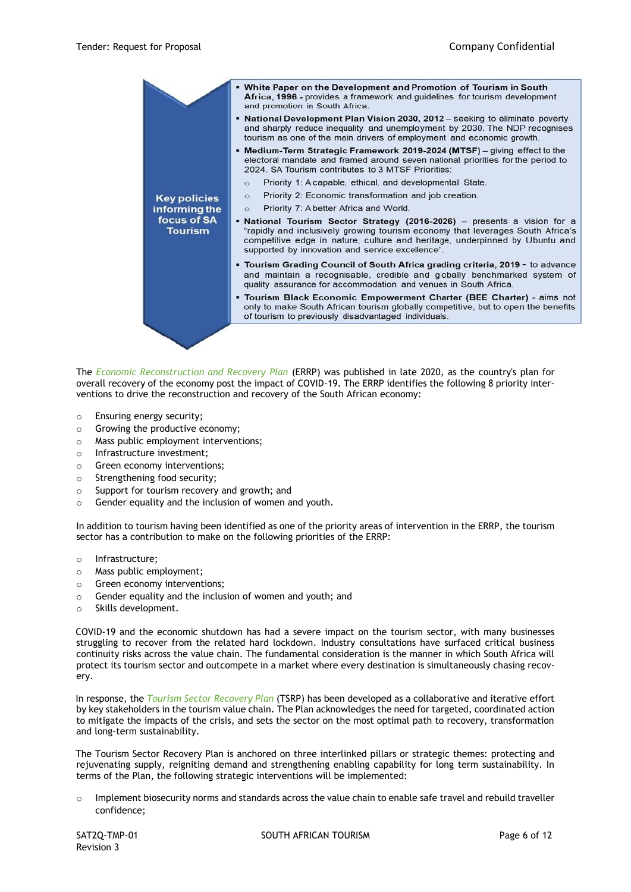**Key policies informing the focus of SA Tourism**

- **White Paper on the Development and Promotion of Tourism in South Africa, 1996 -** provides a framework and guidelines for tourism development and promotion in South Africa.
- **National Development Plan Vision 2030, 2012** – seeking to eliminate poverty and sharply reduce inequality and unemployment by 2030. The NDP recognises tourism as one of the main drivers of employment and economic growth.
- **Medium-Term Strategic Framework 2019-2024 (MTSF)** – giving effect to the electoral mandate and framed around seven national priorities for the period to 2024. SA Tourism contributes to 3 MTSF Priorities:
  - Priority 1: A capable, ethical, and developmental State.
  - Priority 2: Economic transformation and job creation.
  - Priority 7: A better Africa and World.
- **National Tourism Sector Strategy (2016-2026)** – presents a vision for a "rapidly and inclusively growing tourism economy that leverages South Africa's competitive edge in nature, culture and heritage, underpinned by Ubuntu and supported by innovation and service excellence".
- **Tourism Grading Council of South Africa grading criteria, 2019 -** to advance and maintain a recognisable, credible and globally benchmarked system of quality assurance for accommodation and venues in South Africa.
- **Tourism Black Economic Empowerment Charter (BEE Charter)** - aims not only to make South African tourism globally competitive, but to open the benefits of tourism to previously disadvantaged individuals.

The *Economic Reconstruction and Recovery Plan* (ERRP) was published in late 2020, as the country's plan for overall recovery of the economy post the impact of COVID-19. The ERRP identifies the following 8 priority interventions to drive the reconstruction and recovery of the South African economy:

- Ensuring energy security;
- Growing the productive economy;
- Mass public employment interventions;
- Infrastructure investment;
- Green economy interventions;
- Strengthening food security;
- Support for tourism recovery and growth; and
- Gender equality and the inclusion of women and youth.

In addition to tourism having been identified as one of the priority areas of intervention in the ERRP, the tourism sector has a contribution to make on the following priorities of the ERRP:

- Infrastructure;
- Mass public employment;
- Green economy interventions;
- Gender equality and the inclusion of women and youth; and
- Skills development.

COVID-19 and the economic shutdown has had a severe impact on the tourism sector, with many businesses struggling to recover from the related hard lockdown. Industry consultations have surfaced critical business continuity risks across the value chain. The fundamental consideration is the manner in which South Africa will protect its tourism sector and outcompete in a market where every destination is simultaneously chasing recovery.

In response, the *Tourism Sector Recovery Plan* (TSRP) has been developed as a collaborative and iterative effort by key stakeholders in the tourism value chain. The Plan acknowledges the need for targeted, coordinated action to mitigate the impacts of the crisis, and sets the sector on the most optimal path to recovery, transformation and long-term sustainability.

The Tourism Sector Recovery Plan is anchored on three interlinked pillars or strategic themes: protecting and rejuvenating supply, reigniting demand and strengthening enabling capability for long term sustainability. In terms of the Plan, the following strategic interventions will be implemented:

- Implement biosecurity norms and standards across the value chain to enable safe travel and rebuild traveller confidence;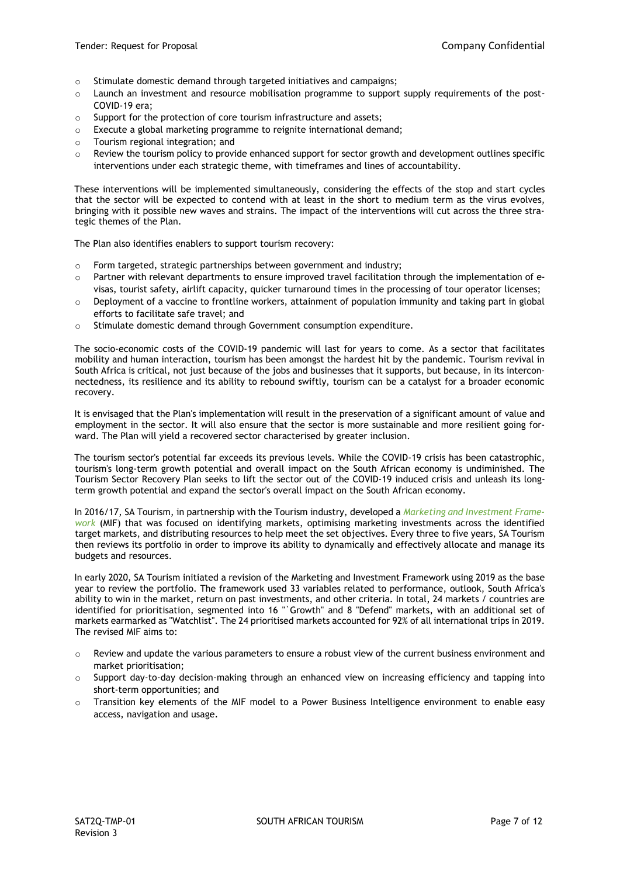- Stimulate domestic demand through targeted initiatives and campaigns;
- Launch an investment and resource mobilisation programme to support supply requirements of the post-COVID-19 era;
- Support for the protection of core tourism infrastructure and assets;
- Execute a global marketing programme to reignite international demand;
- Tourism regional integration; and
- Review the tourism policy to provide enhanced support for sector growth and development outlines specific interventions under each strategic theme, with timeframes and lines of accountability.

These interventions will be implemented simultaneously, considering the effects of the stop and start cycles that the sector will be expected to contend with at least in the short to medium term as the virus evolves, bringing with it possible new waves and strains. The impact of the interventions will cut across the three strategic themes of the Plan.

The Plan also identifies enablers to support tourism recovery:

- Form targeted, strategic partnerships between government and industry;
- Partner with relevant departments to ensure improved travel facilitation through the implementation of e-visas, tourist safety, airlift capacity, quicker turnaround times in the processing of tour operator licenses;
- Deployment of a vaccine to frontline workers, attainment of population immunity and taking part in global efforts to facilitate safe travel; and
- Stimulate domestic demand through Government consumption expenditure.

The socio-economic costs of the COVID-19 pandemic will last for years to come. As a sector that facilitates mobility and human interaction, tourism has been amongst the hardest hit by the pandemic. Tourism revival in South Africa is critical, not just because of the jobs and businesses that it supports, but because, in its interconnectedness, its resilience and its ability to rebound swiftly, tourism can be a catalyst for a broader economic recovery.

It is envisaged that the Plan's implementation will result in the preservation of a significant amount of value and employment in the sector. It will also ensure that the sector is more sustainable and more resilient going forward. The Plan will yield a recovered sector characterised by greater inclusion.

The tourism sector's potential far exceeds its previous levels. While the COVID-19 crisis has been catastrophic, tourism's long-term growth potential and overall impact on the South African economy is undiminished. The Tourism Sector Recovery Plan seeks to lift the sector out of the COVID-19 induced crisis and unleash its long-term growth potential and expand the sector's overall impact on the South African economy.

In 2016/17, SA Tourism, in partnership with the Tourism industry, developed a *Marketing and Investment Framework* (MIF) that was focused on identifying markets, optimising marketing investments across the identified target markets, and distributing resources to help meet the set objectives. Every three to five years, SA Tourism then reviews its portfolio in order to improve its ability to dynamically and effectively allocate and manage its budgets and resources.

In early 2020, SA Tourism initiated a revision of the Marketing and Investment Framework using 2019 as the base year to review the portfolio. The framework used 33 variables related to performance, outlook, South Africa's ability to win in the market, return on past investments, and other criteria. In total, 24 markets / countries are identified for prioritisation, segmented into 16 "`Growth" and 8 "Defend" markets, with an additional set of markets earmarked as "Watchlist". The 24 prioritised markets accounted for 92% of all international trips in 2019. The revised MIF aims to:

- Review and update the various parameters to ensure a robust view of the current business environment and market prioritisation;
- Support day-to-day decision-making through an enhanced view on increasing efficiency and tapping into short-term opportunities; and
- Transition key elements of the MIF model to a Power Business Intelligence environment to enable easy access, navigation and usage.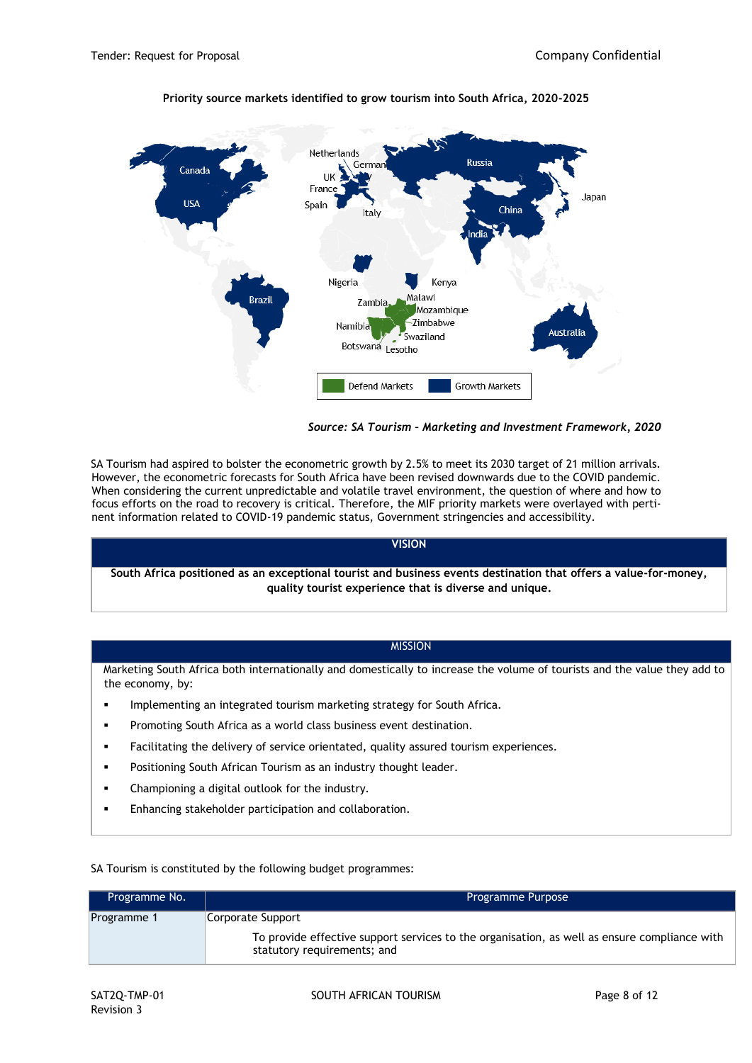**Priority source markets identified to grow tourism into South Africa, 2020-2025**

*Source: SA Tourism – Marketing and Investment Framework, 2020*

SA Tourism had aspired to bolster the econometric growth by 2.5% to meet its 2030 target of 21 million arrivals. However, the econometric forecasts for South Africa have been revised downwards due to the COVID pandemic. When considering the current unpredictable and volatile travel environment, the question of where and how to focus efforts on the road to recovery is critical. Therefore, the MIF priority markets were overlayed with pertinent information related to COVID-19 pandemic status, Government stringencies and accessibility.

| VISION |
|---|
| **South Africa positioned as an exceptional tourist and business events destination that offers a value-for-money, quality tourist experience that is diverse and unique.** |

**MISSION**

Marketing South Africa both internationally and domestically to increase the volume of tourists and the value they add to the economy, by:

- Implementing an integrated tourism marketing strategy for South Africa.
- Promoting South Africa as a world class business event destination.
- Facilitating the delivery of service orientated, quality assured tourism experiences.
- Positioning South African Tourism as an industry thought leader.
- Championing a digital outlook for the industry.
- Enhancing stakeholder participation and collaboration.

SA Tourism is constituted by the following budget programmes:

| Programme No. | Programme Purpose |
|---|---|
| Programme 1 | Corporate Support<br>To provide effective support services to the organisation, as well as ensure compliance with statutory requirements; and |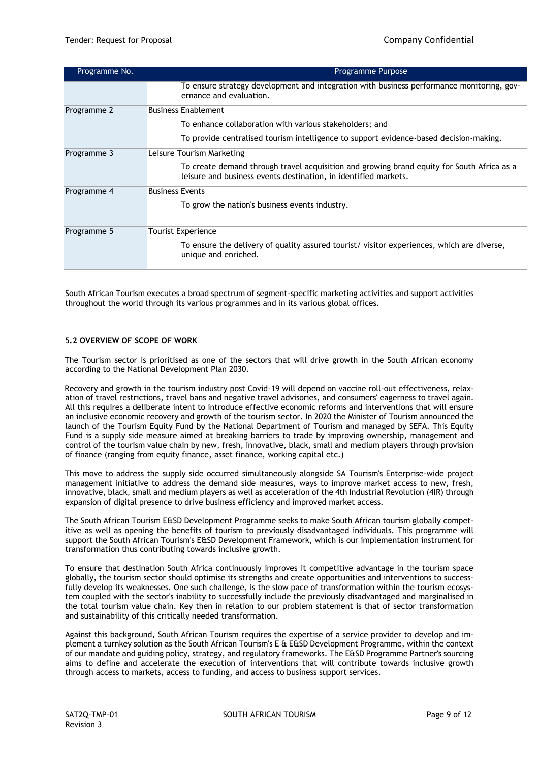| Programme No. | Programme Purpose |
|---|---|
| | To ensure strategy development and integration with business performance monitoring, governance and evaluation. |
| Programme 2 | Business Enablement<br>To enhance collaboration with various stakeholders; and<br>To provide centralised tourism intelligence to support evidence-based decision-making. |
| Programme 3 | Leisure Tourism Marketing<br>To create demand through travel acquisition and growing brand equity for South Africa as a leisure and business events destination, in identified markets. |
| Programme 4 | Business Events<br>To grow the nation's business events industry. |
| Programme 5 | Tourist Experience<br>To ensure the delivery of quality assured tourist/ visitor experiences, which are diverse, unique and enriched. |

South African Tourism executes a broad spectrum of segment-specific marketing activities and support activities throughout the world through its various programmes and in its various global offices.

### 5.2 OVERVIEW OF SCOPE OF WORK

The Tourism sector is prioritised as one of the sectors that will drive growth in the South African economy according to the National Development Plan 2030.

Recovery and growth in the tourism industry post Covid-19 will depend on vaccine roll-out effectiveness, relaxation of travel restrictions, travel bans and negative travel advisories, and consumers' eagerness to travel again. All this requires a deliberate intent to introduce effective economic reforms and interventions that will ensure an inclusive economic recovery and growth of the tourism sector. In 2020 the Minister of Tourism announced the launch of the Tourism Equity Fund by the National Department of Tourism and managed by SEFA. This Equity Fund is a supply side measure aimed at breaking barriers to trade by improving ownership, management and control of the tourism value chain by new, fresh, innovative, black, small and medium players through provision of finance (ranging from equity finance, asset finance, working capital etc.)

This move to address the supply side occurred simultaneously alongside SA Tourism's Enterprise-wide project management initiative to address the demand side measures, ways to improve market access to new, fresh, innovative, black, small and medium players as well as acceleration of the 4th Industrial Revolution (4IR) through expansion of digital presence to drive business efficiency and improved market access.

The South African Tourism E&SD Development Programme seeks to make South African tourism globally competitive as well as opening the benefits of tourism to previously disadvantaged individuals. This programme will support the South African Tourism's E&SD Development Framework, which is our implementation instrument for transformation thus contributing towards inclusive growth.

To ensure that destination South Africa continuously improves it competitive advantage in the tourism space globally, the tourism sector should optimise its strengths and create opportunities and interventions to successfully develop its weaknesses. One such challenge, is the slow pace of transformation within the tourism ecosystem coupled with the sector's inability to successfully include the previously disadvantaged and marginalised in the total tourism value chain. Key then in relation to our problem statement is that of sector transformation and sustainability of this critically needed transformation.

Against this background, South African Tourism requires the expertise of a service provider to develop and implement a turnkey solution as the South African Tourism's E & E&SD Development Programme, within the context of our mandate and guiding policy, strategy, and regulatory frameworks. The E&SD Programme Partner's sourcing aims to define and accelerate the execution of interventions that will contribute towards inclusive growth through access to markets, access to funding, and access to business support services.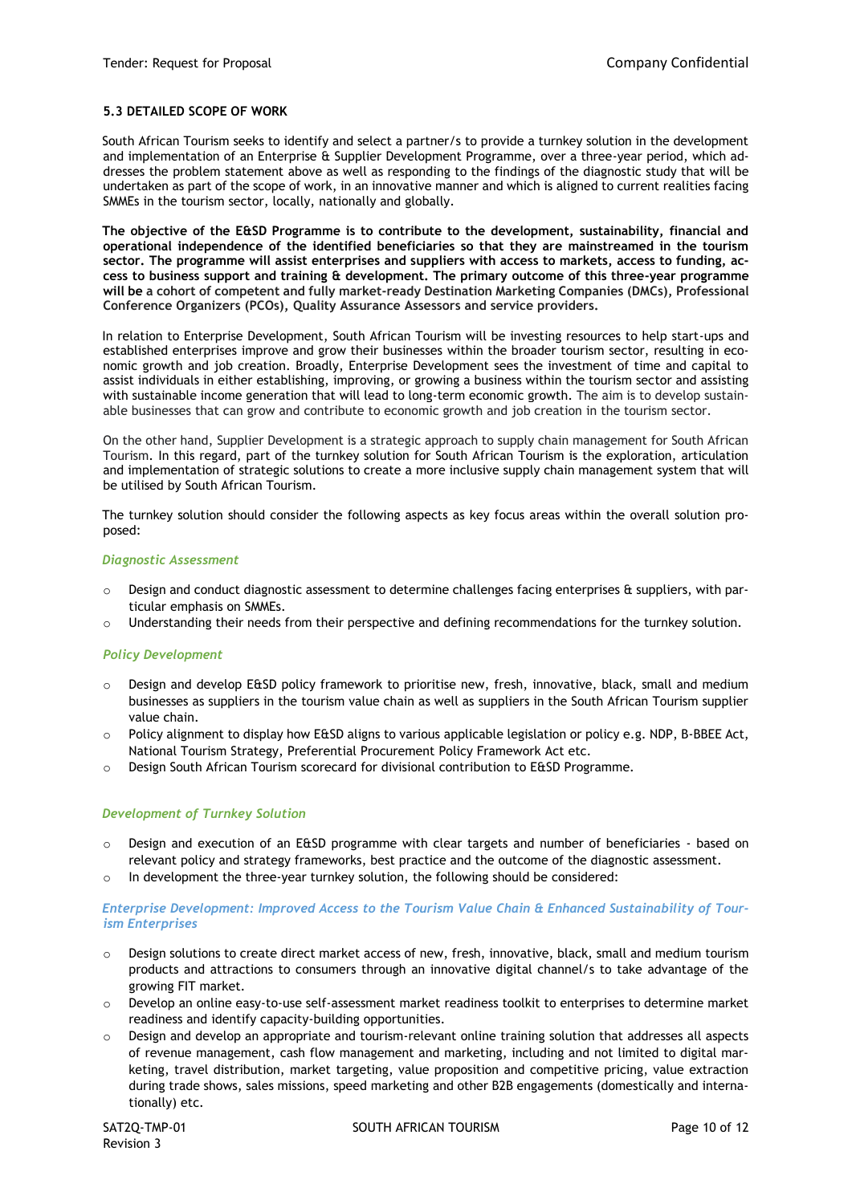### 5.3 DETAILED SCOPE OF WORK

South African Tourism seeks to identify and select a partner/s to provide a turnkey solution in the development and implementation of an Enterprise & Supplier Development Programme, over a three-year period, which addresses the problem statement above as well as responding to the findings of the diagnostic study that will be undertaken as part of the scope of work, in an innovative manner and which is aligned to current realities facing SMMEs in the tourism sector, locally, nationally and globally.

**The objective of the E&SD Programme is to contribute to the development, sustainability, financial and operational independence of the identified beneficiaries so that they are mainstreamed in the tourism sector. The programme will assist enterprises and suppliers with access to markets, access to funding, access to business support and training & development. The primary outcome of this three-year programme will be a cohort of competent and fully market-ready Destination Marketing Companies (DMCs), Professional Conference Organizers (PCOs), Quality Assurance Assessors and service providers.**

In relation to Enterprise Development, South African Tourism will be investing resources to help start-ups and established enterprises improve and grow their businesses within the broader tourism sector, resulting in economic growth and job creation. Broadly, Enterprise Development sees the investment of time and capital to assist individuals in either establishing, improving, or growing a business within the tourism sector and assisting with sustainable income generation that will lead to long-term economic growth. The aim is to develop sustainable businesses that can grow and contribute to economic growth and job creation in the tourism sector.

On the other hand, Supplier Development is a strategic approach to supply chain management for South African Tourism. In this regard, part of the turnkey solution for South African Tourism is the exploration, articulation and implementation of strategic solutions to create a more inclusive supply chain management system that will be utilised by South African Tourism.

The turnkey solution should consider the following aspects as key focus areas within the overall solution proposed:

#### *Diagnostic Assessment*

- Design and conduct diagnostic assessment to determine challenges facing enterprises & suppliers, with particular emphasis on SMMEs.
- Understanding their needs from their perspective and defining recommendations for the turnkey solution.

#### *Policy Development*

- Design and develop E&SD policy framework to prioritise new, fresh, innovative, black, small and medium businesses as suppliers in the tourism value chain as well as suppliers in the South African Tourism supplier value chain.
- Policy alignment to display how E&SD aligns to various applicable legislation or policy e.g. NDP, B-BBEE Act, National Tourism Strategy, Preferential Procurement Policy Framework Act etc.
- Design South African Tourism scorecard for divisional contribution to E&SD Programme.

#### *Development of Turnkey Solution*

- Design and execution of an E&SD programme with clear targets and number of beneficiaries - based on relevant policy and strategy frameworks, best practice and the outcome of the diagnostic assessment.
- In development the three-year turnkey solution, the following should be considered:

#### *Enterprise Development: Improved Access to the Tourism Value Chain & Enhanced Sustainability of Tourism Enterprises*

- Design solutions to create direct market access of new, fresh, innovative, black, small and medium tourism products and attractions to consumers through an innovative digital channel/s to take advantage of the growing FIT market.
- Develop an online easy-to-use self-assessment market readiness toolkit to enterprises to determine market readiness and identify capacity-building opportunities.
- Design and develop an appropriate and tourism-relevant online training solution that addresses all aspects of revenue management, cash flow management and marketing, including and not limited to digital marketing, travel distribution, market targeting, value proposition and competitive pricing, value extraction during trade shows, sales missions, speed marketing and other B2B engagements (domestically and internationally) etc.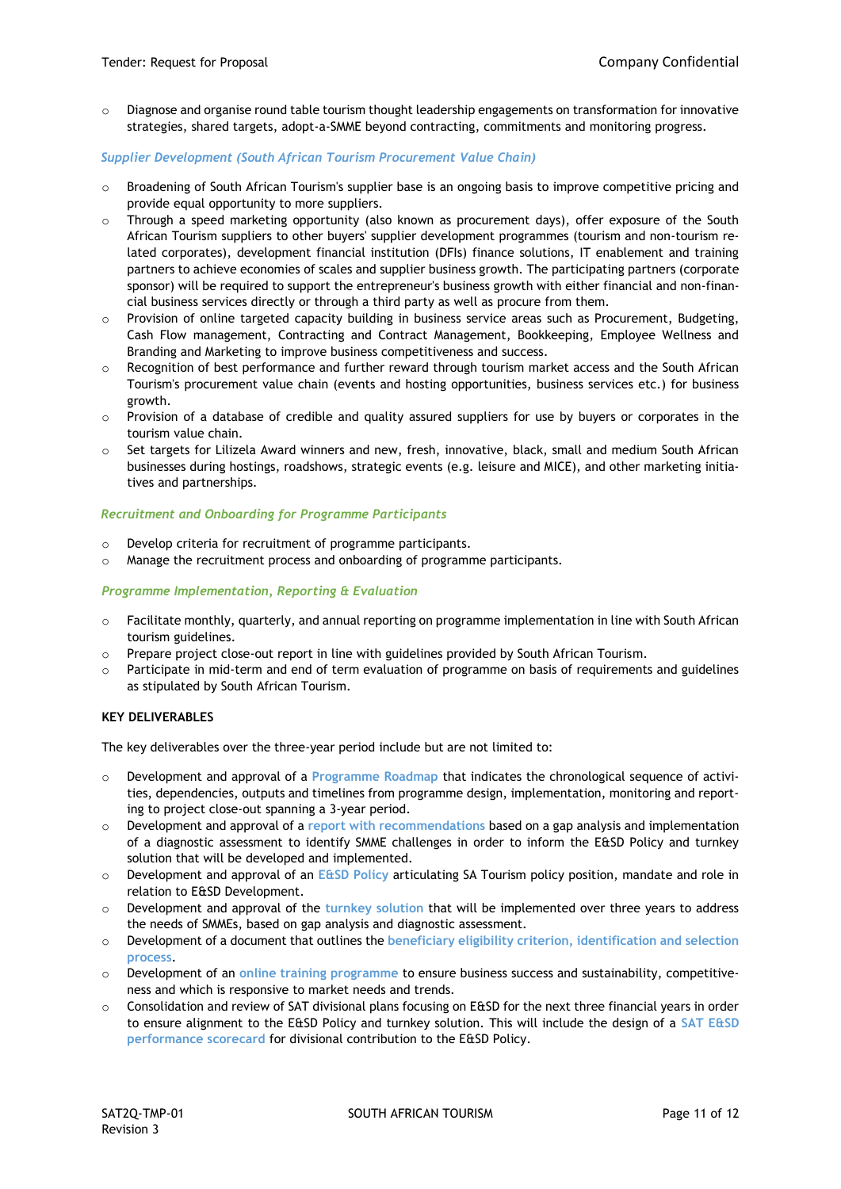- Diagnose and organise round table tourism thought leadership engagements on transformation for innovative strategies, shared targets, adopt-a-SMME beyond contracting, commitments and monitoring progress.

*Supplier Development (South African Tourism Procurement Value Chain)*

- Broadening of South African Tourism's supplier base is an ongoing basis to improve competitive pricing and provide equal opportunity to more suppliers.
- Through a speed marketing opportunity (also known as procurement days), offer exposure of the South African Tourism suppliers to other buyers' supplier development programmes (tourism and non-tourism related corporates), development financial institution (DFIs) finance solutions, IT enablement and training partners to achieve economies of scales and supplier business growth. The participating partners (corporate sponsor) will be required to support the entrepreneur's business growth with either financial and non-financial business services directly or through a third party as well as procure from them.
- Provision of online targeted capacity building in business service areas such as Procurement, Budgeting, Cash Flow management, Contracting and Contract Management, Bookkeeping, Employee Wellness and Branding and Marketing to improve business competitiveness and success.
- Recognition of best performance and further reward through tourism market access and the South African Tourism's procurement value chain (events and hosting opportunities, business services etc.) for business growth.
- Provision of a database of credible and quality assured suppliers for use by buyers or corporates in the tourism value chain.
- Set targets for Lilizela Award winners and new, fresh, innovative, black, small and medium South African businesses during hostings, roadshows, strategic events (e.g. leisure and MICE), and other marketing initiatives and partnerships.

*Recruitment and Onboarding for Programme Participants*

- Develop criteria for recruitment of programme participants.
- Manage the recruitment process and onboarding of programme participants.

*Programme Implementation, Reporting & Evaluation*

- Facilitate monthly, quarterly, and annual reporting on programme implementation in line with South African tourism guidelines.
- Prepare project close-out report in line with guidelines provided by South African Tourism.
- Participate in mid-term and end of term evaluation of programme on basis of requirements and guidelines as stipulated by South African Tourism.

**KEY DELIVERABLES**

The key deliverables over the three-year period include but are not limited to:

- Development and approval of a Programme Roadmap that indicates the chronological sequence of activities, dependencies, outputs and timelines from programme design, implementation, monitoring and reporting to project close-out spanning a 3-year period.
- Development and approval of a report with recommendations based on a gap analysis and implementation of a diagnostic assessment to identify SMME challenges in order to inform the E&SD Policy and turnkey solution that will be developed and implemented.
- Development and approval of an E&SD Policy articulating SA Tourism policy position, mandate and role in relation to E&SD Development.
- Development and approval of the turnkey solution that will be implemented over three years to address the needs of SMMEs, based on gap analysis and diagnostic assessment.
- Development of a document that outlines the beneficiary eligibility criterion, identification and selection process.
- Development of an online training programme to ensure business success and sustainability, competitiveness and which is responsive to market needs and trends.
- Consolidation and review of SAT divisional plans focusing on E&SD for the next three financial years in order to ensure alignment to the E&SD Policy and turnkey solution. This will include the design of a SAT E&SD performance scorecard for divisional contribution to the E&SD Policy.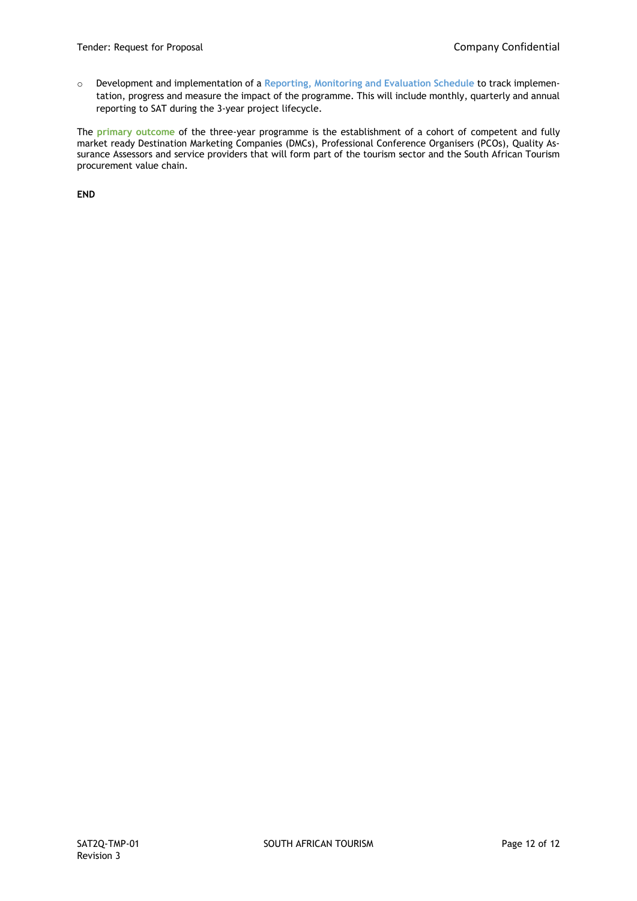- Development and implementation of a **Reporting, Monitoring and Evaluation Schedule** to track implementation, progress and measure the impact of the programme. This will include monthly, quarterly and annual reporting to SAT during the 3-year project lifecycle.

The **primary outcome** of the three-year programme is the establishment of a cohort of competent and fully market ready Destination Marketing Companies (DMCs), Professional Conference Organisers (PCOs), Quality Assurance Assessors and service providers that will form part of the tourism sector and the South African Tourism procurement value chain.

**END**